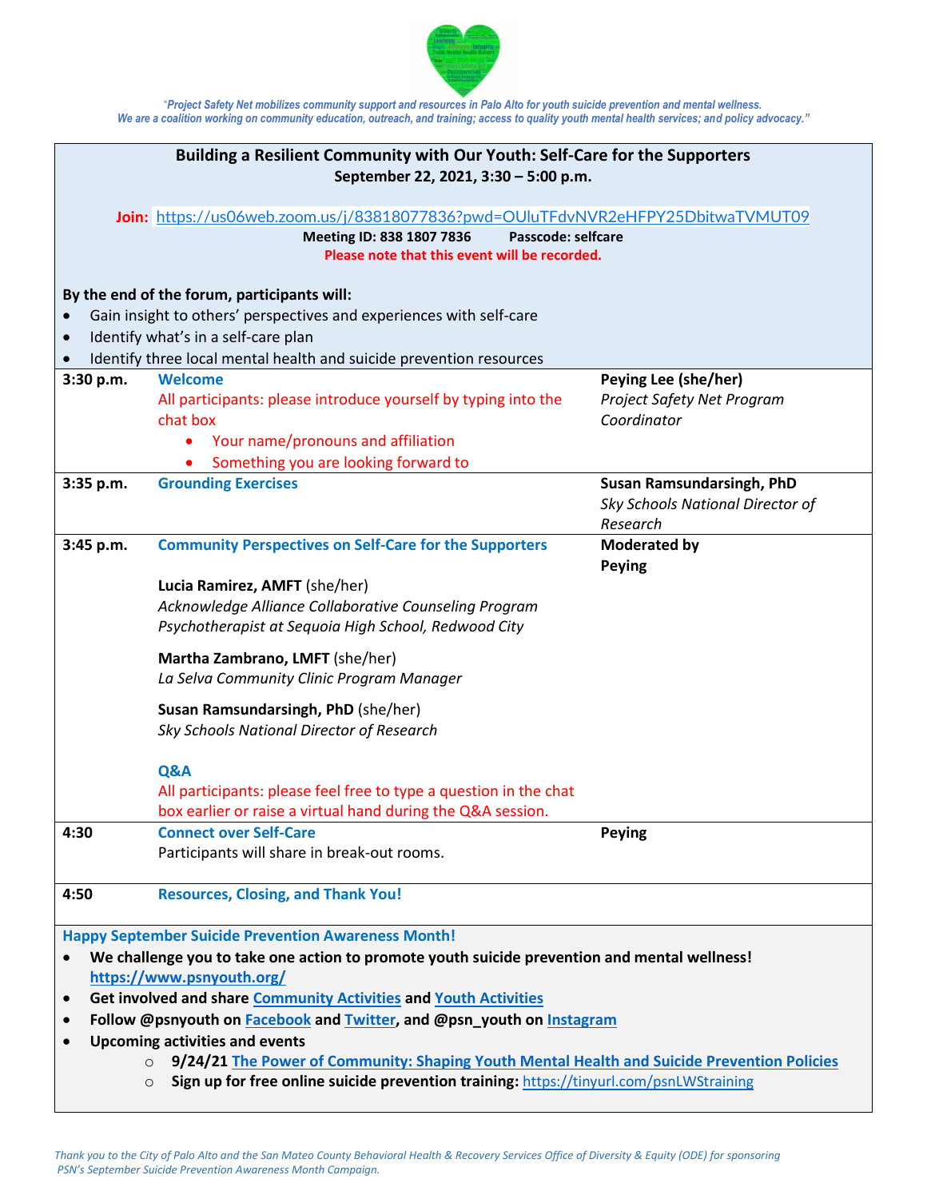*"Project Safety Net mobilizes community support and resources in Palo Alto for youth suicide prevention and mental wellness. We are a coalition working on community education, outreach, and training; access to quality youth mental health services; and policy advocacy."*

## Building a Resilient Community with Our Youth: Self-Care for the Supporters

**September 22, 2021, 3:30 – 5:00 p.m.**

**Join:** https://us06web.zoom.us/j/83818077836?pwd=OUluTFdvNVR2eHFPY25DbitwaTVMUT09

**Meeting ID: 838 1807 7836 Passcode: selfcare**

**Please note that this event will be recorded.**

**By the end of the forum, participants will:**

- Gain insight to others' perspectives and experiences with self-care
- Identify what's in a self-care plan
- Identify three local mental health and suicide prevention resources

| | | |
|---|---|---|
| **3:30 p.m.** | **Welcome**<br>All participants: please introduce yourself by typing into the chat box<br>• Your name/pronouns and affiliation<br>• Something you are looking forward to | **Peying Lee (she/her)**<br>*Project Safety Net Program Coordinator* |
| **3:35 p.m.** | **Grounding Exercises** | **Susan Ramsundarsingh, PhD**<br>*Sky Schools National Director of Research* |
| **3:45 p.m.** | **Community Perspectives on Self-Care for the Supporters**<br><br>**Lucia Ramirez, AMFT** (she/her)<br>*Acknowledge Alliance Collaborative Counseling Program Psychotherapist at Sequoia High School, Redwood City*<br><br>**Martha Zambrano, LMFT** (she/her)<br>*La Selva Community Clinic Program Manager*<br><br>**Susan Ramsundarsingh, PhD** (she/her)<br>*Sky Schools National Director of Research*<br><br>**Q&A**<br>All participants: please feel free to type a question in the chat box earlier or raise a virtual hand during the Q&A session. | **Moderated by Peying** |
| **4:30** | **Connect over Self-Care**<br>Participants will share in break-out rooms. | **Peying** |
| **4:50** | **Resources, Closing, and Thank You!** | |

**Happy September Suicide Prevention Awareness Month!**

- **We challenge you to take one action to promote youth suicide prevention and mental wellness!** https://www.psnyouth.org/
- **Get involved and share Community Activities and Youth Activities**
- **Follow @psnyouth on Facebook and Twitter, and @psn_youth on Instagram**
- **Upcoming activities and events**
  - **9/24/21 The Power of Community: Shaping Youth Mental Health and Suicide Prevention Policies**
  - **Sign up for free online suicide prevention training:** https://tinyurl.com/psnLWStraining

*Thank you to the City of Palo Alto and the San Mateo County Behavioral Health & Recovery Services Office of Diversity & Equity (ODE) for sponsoring PSN's September Suicide Prevention Awareness Month Campaign.*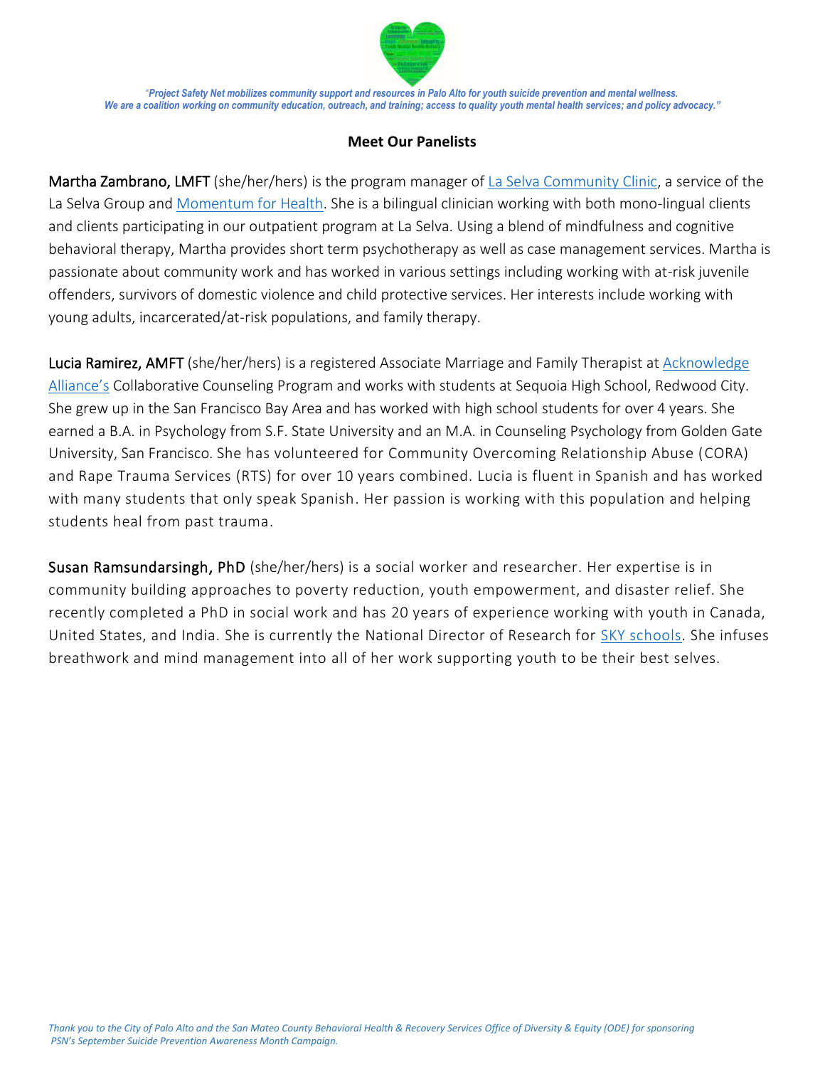*"Project Safety Net mobilizes community support and resources in Palo Alto for youth suicide prevention and mental wellness. We are a coalition working on community education, outreach, and training; access to quality youth mental health services; and policy advocacy."*

**Meet Our Panelists**

Martha Zambrano, LMFT (she/her/hers) is the program manager of La Selva Community Clinic, a service of the La Selva Group and Momentum for Health. She is a bilingual clinician working with both mono-lingual clients and clients participating in our outpatient program at La Selva. Using a blend of mindfulness and cognitive behavioral therapy, Martha provides short term psychotherapy as well as case management services. Martha is passionate about community work and has worked in various settings including working with at-risk juvenile offenders, survivors of domestic violence and child protective services. Her interests include working with young adults, incarcerated/at-risk populations, and family therapy.

Lucia Ramirez, AMFT (she/her/hers) is a registered Associate Marriage and Family Therapist at Acknowledge Alliance's Collaborative Counseling Program and works with students at Sequoia High School, Redwood City. She grew up in the San Francisco Bay Area and has worked with high school students for over 4 years. She earned a B.A. in Psychology from S.F. State University and an M.A. in Counseling Psychology from Golden Gate University, San Francisco. She has volunteered for Community Overcoming Relationship Abuse (CORA) and Rape Trauma Services (RTS) for over 10 years combined. Lucia is fluent in Spanish and has worked with many students that only speak Spanish. Her passion is working with this population and helping students heal from past trauma.

Susan Ramsundarsingh, PhD (she/her/hers) is a social worker and researcher. Her expertise is in community building approaches to poverty reduction, youth empowerment, and disaster relief. She recently completed a PhD in social work and has 20 years of experience working with youth in Canada, United States, and India. She is currently the National Director of Research for SKY schools. She infuses breathwork and mind management into all of her work supporting youth to be their best selves.

*Thank you to the City of Palo Alto and the San Mateo County Behavioral Health & Recovery Services Office of Diversity & Equity (ODE) for sponsoring PSN's September Suicide Prevention Awareness Month Campaign.*